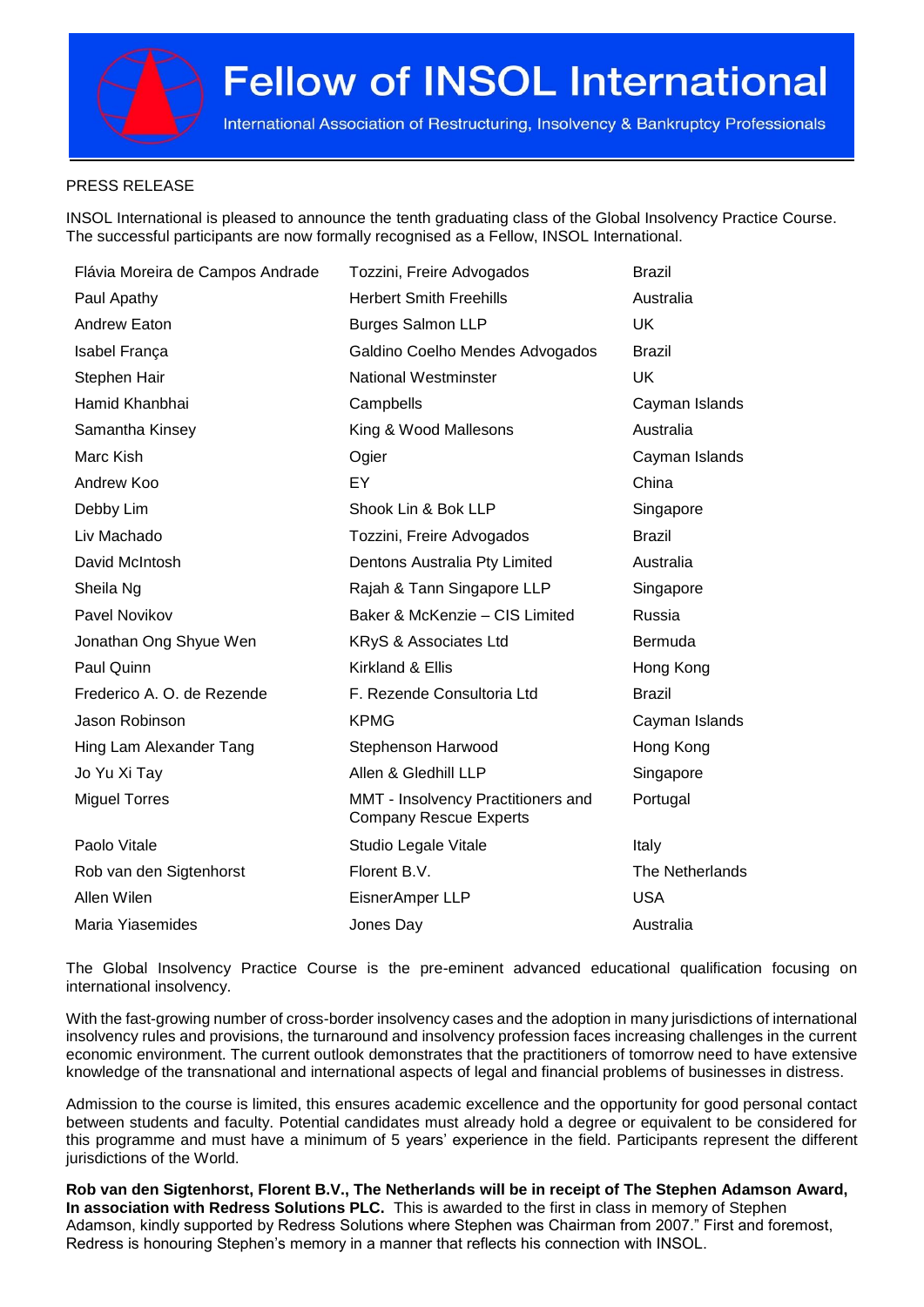# Fellow of INSOL International

International Association of Restructuring, Insolvency & Bankruptcy Professionals

PRESS RELEASE

INSOL International is pleased to announce the tenth graduating class of the Global Insolvency Practice Course. The successful participants are now formally recognised as a Fellow, INSOL International.

| | | |
|---|---|---|
| Flávia Moreira de Campos Andrade | Tozzini, Freire Advogados | Brazil |
| Paul Apathy | Herbert Smith Freehills | Australia |
| Andrew Eaton | Burges Salmon LLP | UK |
| Isabel França | Galdino Coelho Mendes Advogados | Brazil |
| Stephen Hair | National Westminster | UK |
| Hamid Khanbhai | Campbells | Cayman Islands |
| Samantha Kinsey | King & Wood Mallesons | Australia |
| Marc Kish | Ogier | Cayman Islands |
| Andrew Koo | EY | China |
| Debby Lim | Shook Lin & Bok LLP | Singapore |
| Liv Machado | Tozzini, Freire Advogados | Brazil |
| David McIntosh | Dentons Australia Pty Limited | Australia |
| Sheila Ng | Rajah & Tann Singapore LLP | Singapore |
| Pavel Novikov | Baker & McKenzie – CIS Limited | Russia |
| Jonathan Ong Shyue Wen | KRyS & Associates Ltd | Bermuda |
| Paul Quinn | Kirkland & Ellis | Hong Kong |
| Frederico A. O. de Rezende | F. Rezende Consultoria Ltd | Brazil |
| Jason Robinson | KPMG | Cayman Islands |
| Hing Lam Alexander Tang | Stephenson Harwood | Hong Kong |
| Jo Yu Xi Tay | Allen & Gledhill LLP | Singapore |
| Miguel Torres | MMT - Insolvency Practitioners and Company Rescue Experts | Portugal |
| Paolo Vitale | Studio Legale Vitale | Italy |
| Rob van den Sigtenhorst | Florent B.V. | The Netherlands |
| Allen Wilen | EisnerAmper LLP | USA |
| Maria Yiasemides | Jones Day | Australia |

The Global Insolvency Practice Course is the pre-eminent advanced educational qualification focusing on international insolvency.

With the fast-growing number of cross-border insolvency cases and the adoption in many jurisdictions of international insolvency rules and provisions, the turnaround and insolvency profession faces increasing challenges in the current economic environment. The current outlook demonstrates that the practitioners of tomorrow need to have extensive knowledge of the transnational and international aspects of legal and financial problems of businesses in distress.

Admission to the course is limited, this ensures academic excellence and the opportunity for good personal contact between students and faculty. Potential candidates must already hold a degree or equivalent to be considered for this programme and must have a minimum of 5 years' experience in the field. Participants represent the different jurisdictions of the World.

**Rob van den Sigtenhorst, Florent B.V., The Netherlands will be in receipt of The Stephen Adamson Award, In association with Redress Solutions PLC.** This is awarded to the first in class in memory of Stephen Adamson, kindly supported by Redress Solutions where Stephen was Chairman from 2007." First and foremost, Redress is honouring Stephen's memory in a manner that reflects his connection with INSOL.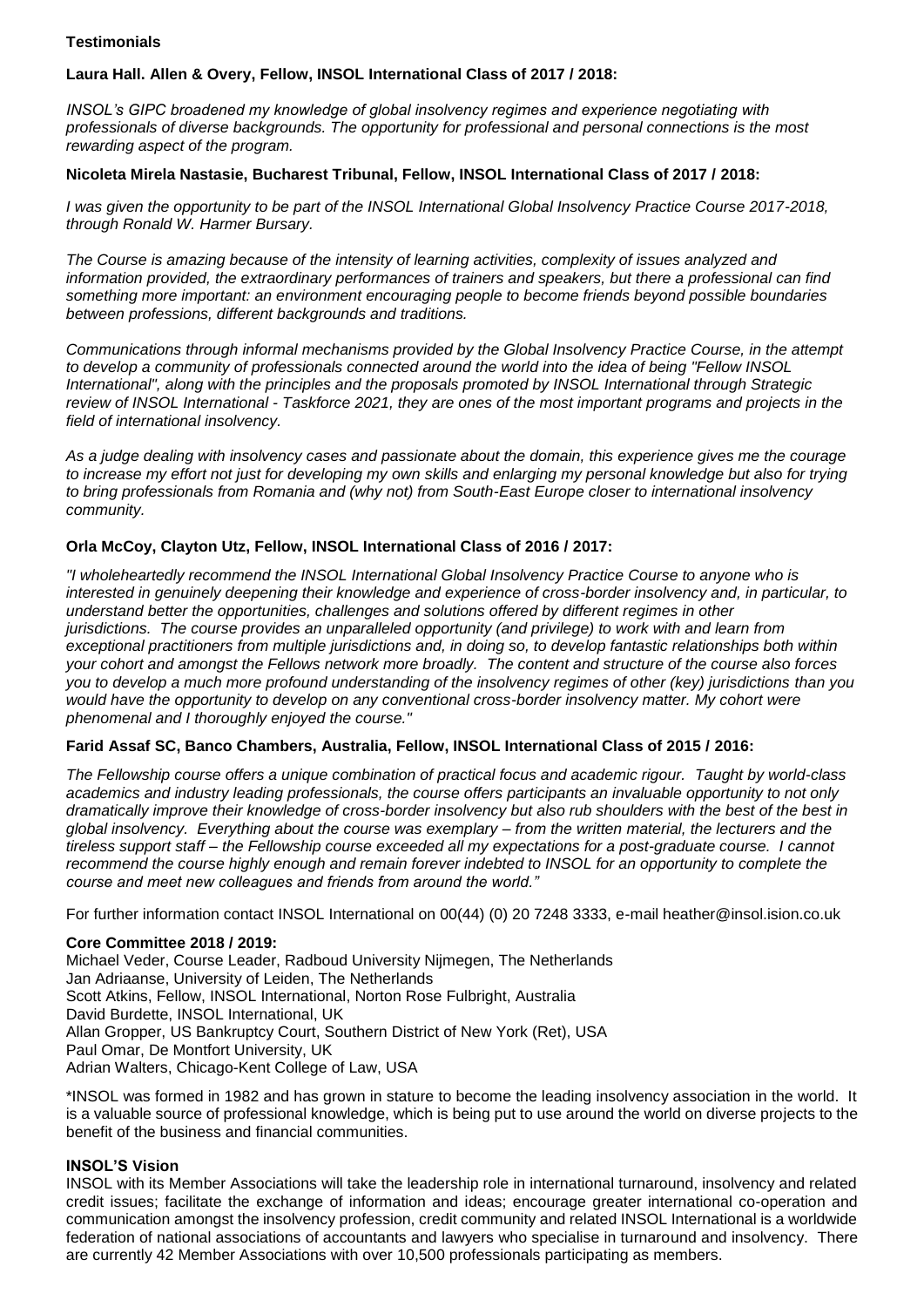## Testimonials

**Laura Hall. Allen & Overy, Fellow, INSOL International Class of 2017 / 2018:**

*INSOL's GIPC broadened my knowledge of global insolvency regimes and experience negotiating with professionals of diverse backgrounds. The opportunity for professional and personal connections is the most rewarding aspect of the program.*

**Nicoleta Mirela Nastasie, Bucharest Tribunal, Fellow, INSOL International Class of 2017 / 2018:**

*I was given the opportunity to be part of the INSOL International Global Insolvency Practice Course 2017-2018, through Ronald W. Harmer Bursary.*

*The Course is amazing because of the intensity of learning activities, complexity of issues analyzed and information provided, the extraordinary performances of trainers and speakers, but there a professional can find something more important: an environment encouraging people to become friends beyond possible boundaries between professions, different backgrounds and traditions.*

*Communications through informal mechanisms provided by the Global Insolvency Practice Course, in the attempt to develop a community of professionals connected around the world into the idea of being "Fellow INSOL International", along with the principles and the proposals promoted by INSOL International through Strategic review of INSOL International - Taskforce 2021, they are ones of the most important programs and projects in the field of international insolvency.*

*As a judge dealing with insolvency cases and passionate about the domain, this experience gives me the courage to increase my effort not just for developing my own skills and enlarging my personal knowledge but also for trying to bring professionals from Romania and (why not) from South-East Europe closer to international insolvency community.*

**Orla McCoy, Clayton Utz, Fellow, INSOL International Class of 2016 / 2017:**

*"I wholeheartedly recommend the INSOL International Global Insolvency Practice Course to anyone who is interested in genuinely deepening their knowledge and experience of cross-border insolvency and, in particular, to understand better the opportunities, challenges and solutions offered by different regimes in other jurisdictions. The course provides an unparalleled opportunity (and privilege) to work with and learn from exceptional practitioners from multiple jurisdictions and, in doing so, to develop fantastic relationships both within your cohort and amongst the Fellows network more broadly. The content and structure of the course also forces you to develop a much more profound understanding of the insolvency regimes of other (key) jurisdictions than you would have the opportunity to develop on any conventional cross-border insolvency matter. My cohort were phenomenal and I thoroughly enjoyed the course."*

**Farid Assaf SC, Banco Chambers, Australia, Fellow, INSOL International Class of 2015 / 2016:**

*The Fellowship course offers a unique combination of practical focus and academic rigour. Taught by world-class academics and industry leading professionals, the course offers participants an invaluable opportunity to not only dramatically improve their knowledge of cross-border insolvency but also rub shoulders with the best of the best in global insolvency. Everything about the course was exemplary – from the written material, the lecturers and the tireless support staff – the Fellowship course exceeded all my expectations for a post-graduate course. I cannot recommend the course highly enough and remain forever indebted to INSOL for an opportunity to complete the course and meet new colleagues and friends from around the world."*

For further information contact INSOL International on 00(44) (0) 20 7248 3333, e-mail heather@insol.ision.co.uk

**Core Committee 2018 / 2019:**

Michael Veder, Course Leader, Radboud University Nijmegen, The Netherlands
Jan Adriaanse, University of Leiden, The Netherlands
Scott Atkins, Fellow, INSOL International, Norton Rose Fulbright, Australia
David Burdette, INSOL International, UK
Allan Gropper, US Bankruptcy Court, Southern District of New York (Ret), USA
Paul Omar, De Montfort University, UK
Adrian Walters, Chicago-Kent College of Law, USA

*INSOL was formed in 1982 and has grown in stature to become the leading insolvency association in the world. It is a valuable source of professional knowledge, which is being put to use around the world on diverse projects to the benefit of the business and financial communities.

**INSOL'S Vision**

INSOL with its Member Associations will take the leadership role in international turnaround, insolvency and related credit issues; facilitate the exchange of information and ideas; encourage greater international co-operation and communication amongst the insolvency profession, credit community and related INSOL International is a worldwide federation of national associations of accountants and lawyers who specialise in turnaround and insolvency. There are currently 42 Member Associations with over 10,500 professionals participating as members.